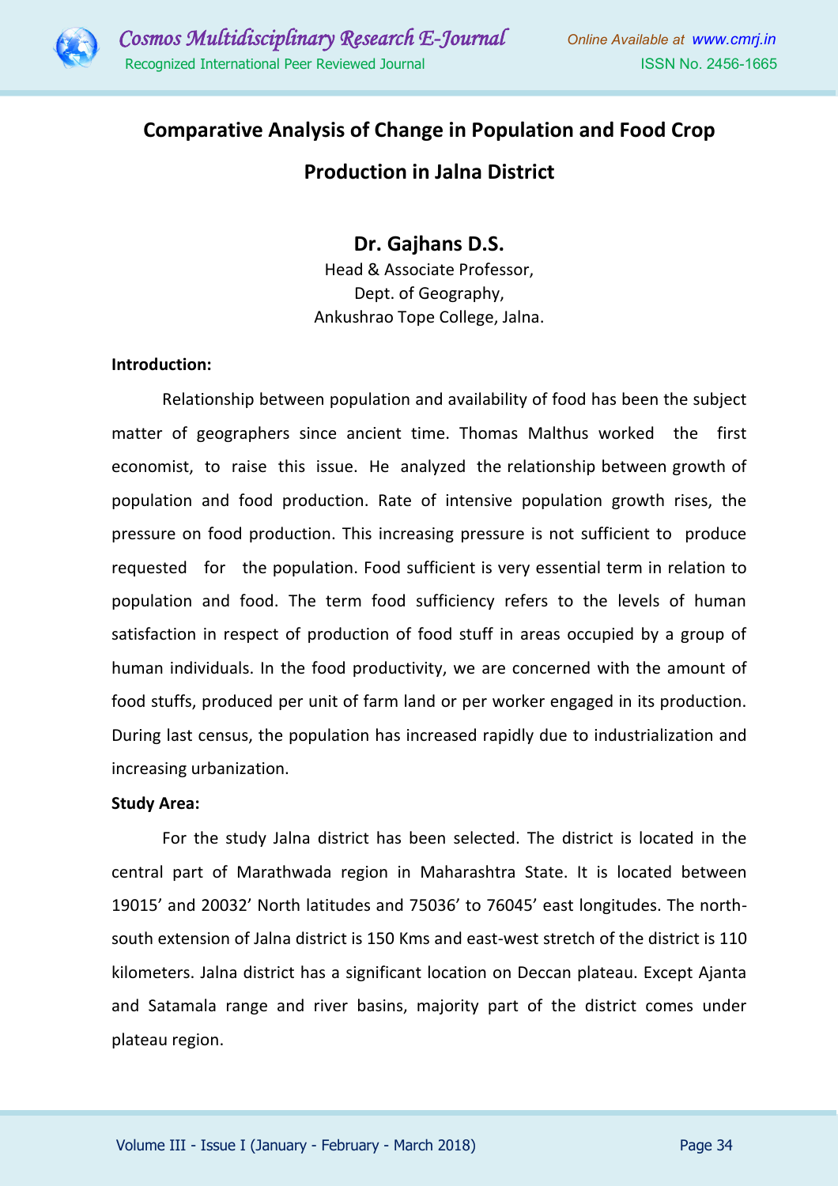# Comparative Analysis of Change in Population and Food Crop Production in Jalna District

**Dr. Gajhans D.S.**
Head & Associate Professor,
Dept. of Geography,
Ankushrao Tope College, Jalna.

**Introduction:**

Relationship between population and availability of food has been the subject matter of geographers since ancient time. Thomas Malthus worked the first economist, to raise this issue. He analyzed the relationship between growth of population and food production. Rate of intensive population growth rises, the pressure on food production. This increasing pressure is not sufficient to produce requested for the population. Food sufficient is very essential term in relation to population and food. The term food sufficiency refers to the levels of human satisfaction in respect of production of food stuff in areas occupied by a group of human individuals. In the food productivity, we are concerned with the amount of food stuffs, produced per unit of farm land or per worker engaged in its production. During last census, the population has increased rapidly due to industrialization and increasing urbanization.

**Study Area:**

For the study Jalna district has been selected. The district is located in the central part of Marathwada region in Maharashtra State. It is located between 19015' and 20032' North latitudes and 75036' to 76045' east longitudes. The north-south extension of Jalna district is 150 Kms and east-west stretch of the district is 110 kilometers. Jalna district has a significant location on Deccan plateau. Except Ajanta and Satamala range and river basins, majority part of the district comes under plateau region.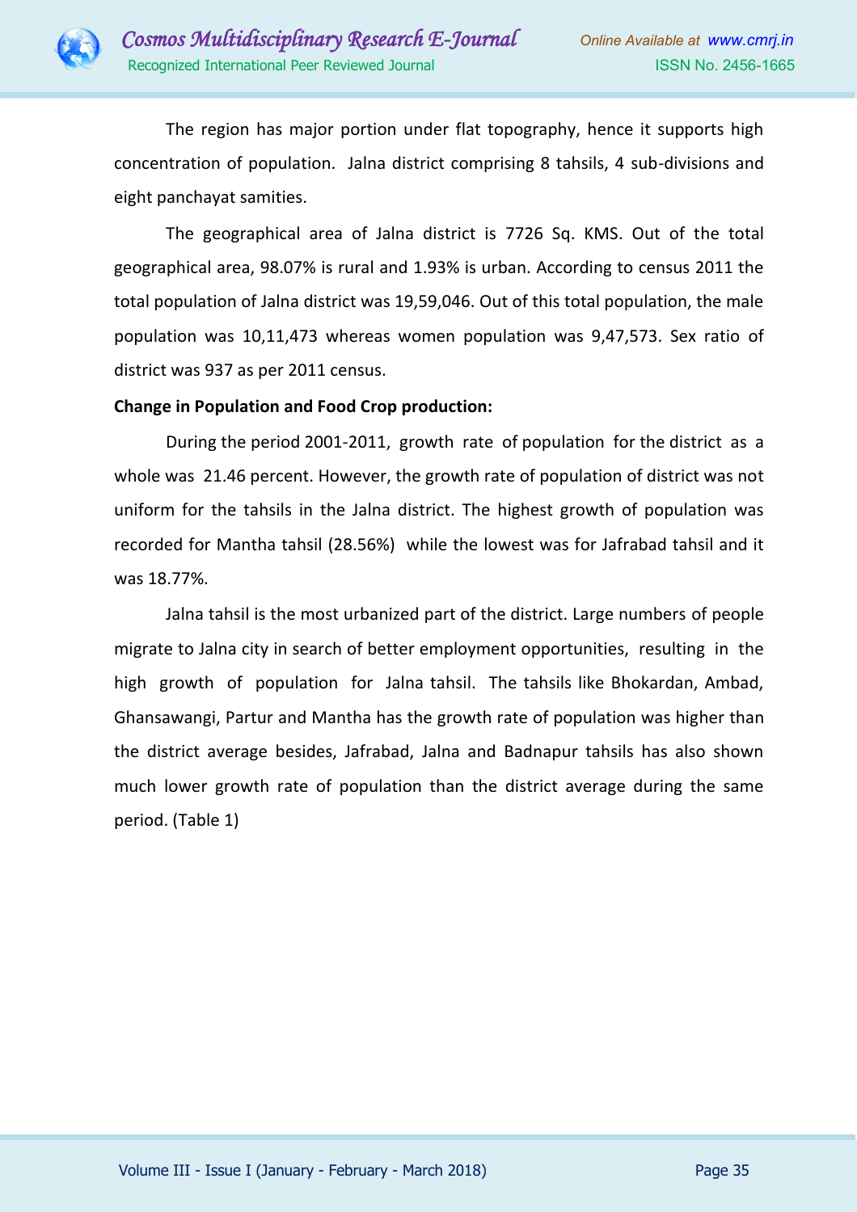The region has major portion under flat topography, hence it supports high concentration of population. Jalna district comprising 8 tahsils, 4 sub-divisions and eight panchayat samities.

The geographical area of Jalna district is 7726 Sq. KMS. Out of the total geographical area, 98.07% is rural and 1.93% is urban. According to census 2011 the total population of Jalna district was 19,59,046. Out of this total population, the male population was 10,11,473 whereas women population was 9,47,573. Sex ratio of district was 937 as per 2011 census.

**Change in Population and Food Crop production:**

During the period 2001-2011, growth rate of population for the district as a whole was 21.46 percent. However, the growth rate of population of district was not uniform for the tahsils in the Jalna district. The highest growth of population was recorded for Mantha tahsil (28.56%) while the lowest was for Jafrabad tahsil and it was 18.77%.

Jalna tahsil is the most urbanized part of the district. Large numbers of people migrate to Jalna city in search of better employment opportunities, resulting in the high growth of population for Jalna tahsil. The tahsils like Bhokardan, Ambad, Ghansawangi, Partur and Mantha has the growth rate of population was higher than the district average besides, Jafrabad, Jalna and Badnapur tahsils has also shown much lower growth rate of population than the district average during the same period. (Table 1)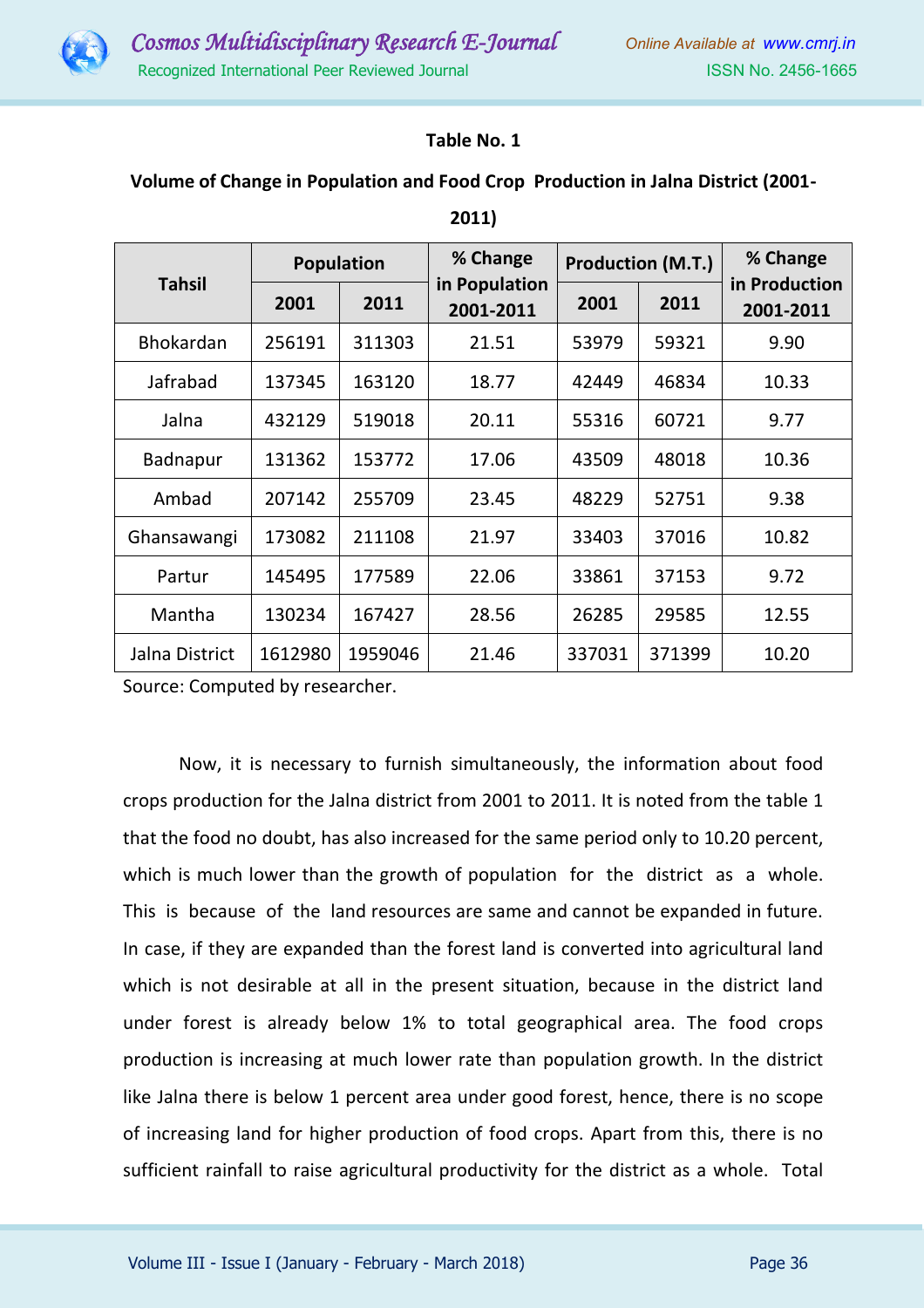**Table No. 1**

**Volume of Change in Population and Food Crop Production in Jalna District (2001-2011)**

| Tahsil | Population | | % Change in Population 2001-2011 | Production (M.T.) | | % Change in Production 2001-2011 |
|---|---|---|---|---|---|---|
| | 2001 | 2011 | | 2001 | 2011 | |
| Bhokardan | 256191 | 311303 | 21.51 | 53979 | 59321 | 9.90 |
| Jafrabad | 137345 | 163120 | 18.77 | 42449 | 46834 | 10.33 |
| Jalna | 432129 | 519018 | 20.11 | 55316 | 60721 | 9.77 |
| Badnapur | 131362 | 153772 | 17.06 | 43509 | 48018 | 10.36 |
| Ambad | 207142 | 255709 | 23.45 | 48229 | 52751 | 9.38 |
| Ghansawangi | 173082 | 211108 | 21.97 | 33403 | 37016 | 10.82 |
| Partur | 145495 | 177589 | 22.06 | 33861 | 37153 | 9.72 |
| Mantha | 130234 | 167427 | 28.56 | 26285 | 29585 | 12.55 |
| Jalna District | 1612980 | 1959046 | 21.46 | 337031 | 371399 | 10.20 |

Source: Computed by researcher.

Now, it is necessary to furnish simultaneously, the information about food crops production for the Jalna district from 2001 to 2011. It is noted from the table 1 that the food no doubt, has also increased for the same period only to 10.20 percent, which is much lower than the growth of population for the district as a whole. This is because of the land resources are same and cannot be expanded in future. In case, if they are expanded than the forest land is converted into agricultural land which is not desirable at all in the present situation, because in the district land under forest is already below 1% to total geographical area. The food crops production is increasing at much lower rate than population growth. In the district like Jalna there is below 1 percent area under good forest, hence, there is no scope of increasing land for higher production of food crops. Apart from this, there is no sufficient rainfall to raise agricultural productivity for the district as a whole. Total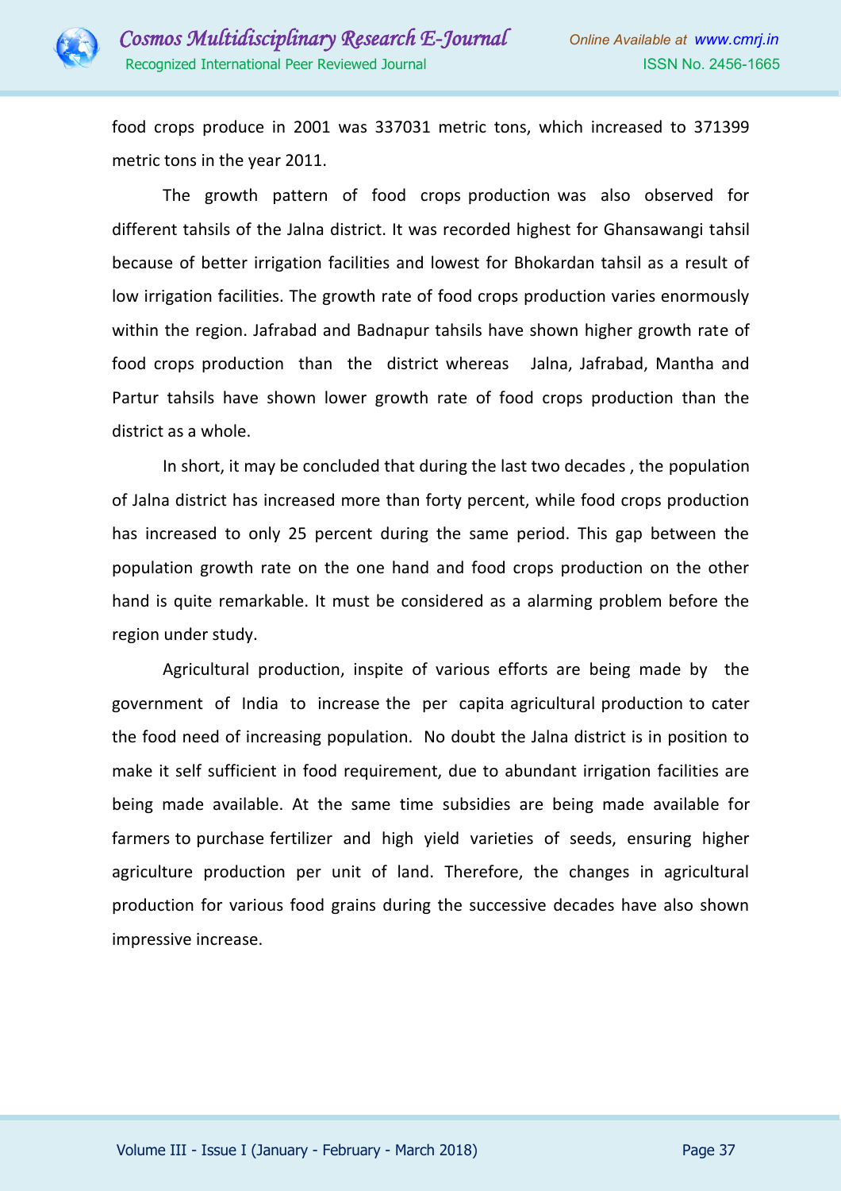food crops produce in 2001 was 337031 metric tons, which increased to 371399 metric tons in the year 2011.

The growth pattern of food crops production was also observed for different tahsils of the Jalna district. It was recorded highest for Ghansawangi tahsil because of better irrigation facilities and lowest for Bhokardan tahsil as a result of low irrigation facilities. The growth rate of food crops production varies enormously within the region. Jafrabad and Badnapur tahsils have shown higher growth rate of food crops production than the district whereas Jalna, Jafrabad, Mantha and Partur tahsils have shown lower growth rate of food crops production than the district as a whole.

In short, it may be concluded that during the last two decades , the population of Jalna district has increased more than forty percent, while food crops production has increased to only 25 percent during the same period. This gap between the population growth rate on the one hand and food crops production on the other hand is quite remarkable. It must be considered as a alarming problem before the region under study.

Agricultural production, inspite of various efforts are being made by the government of India to increase the per capita agricultural production to cater the food need of increasing population. No doubt the Jalna district is in position to make it self sufficient in food requirement, due to abundant irrigation facilities are being made available. At the same time subsidies are being made available for farmers to purchase fertilizer and high yield varieties of seeds, ensuring higher agriculture production per unit of land. Therefore, the changes in agricultural production for various food grains during the successive decades have also shown impressive increase.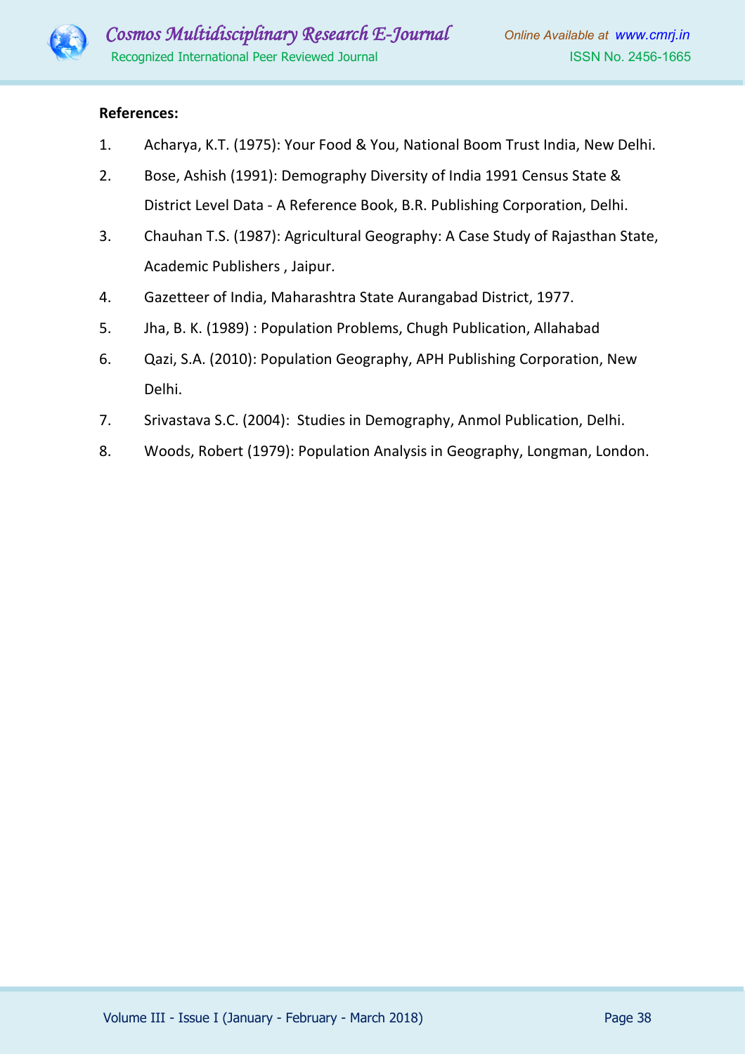**References:**

1. Acharya, K.T. (1975): Your Food & You, National Boom Trust India, New Delhi.
2. Bose, Ashish (1991): Demography Diversity of India 1991 Census State & District Level Data - A Reference Book, B.R. Publishing Corporation, Delhi.
3. Chauhan T.S. (1987): Agricultural Geography: A Case Study of Rajasthan State, Academic Publishers , Jaipur.
4. Gazetteer of India, Maharashtra State Aurangabad District, 1977.
5. Jha, B. K. (1989) : Population Problems, Chugh Publication, Allahabad
6. Qazi, S.A. (2010): Population Geography, APH Publishing Corporation, New Delhi.
7. Srivastava S.C. (2004): Studies in Demography, Anmol Publication, Delhi.
8. Woods, Robert (1979): Population Analysis in Geography, Longman, London.